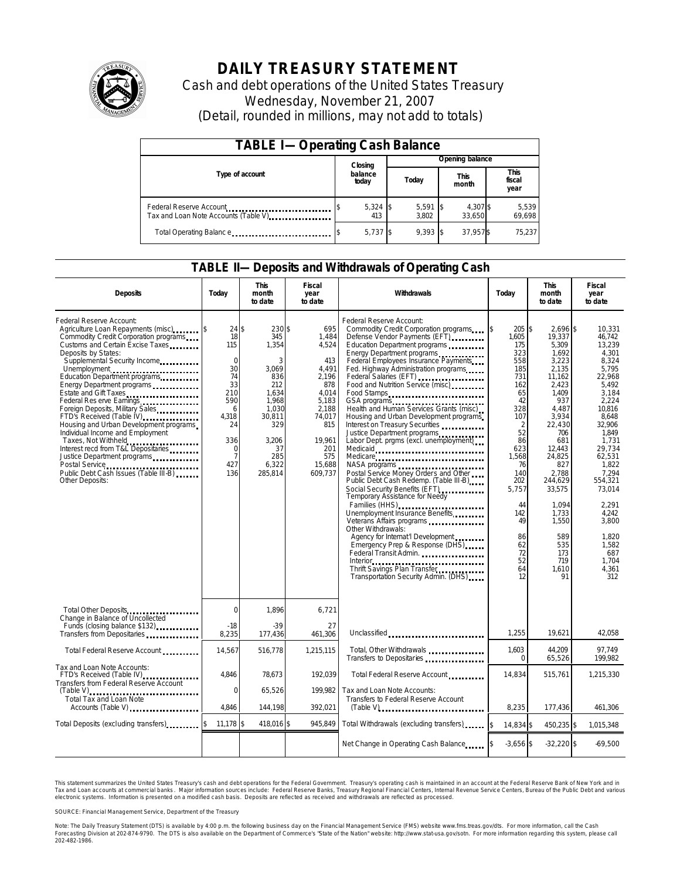# DAILY TREASURY STATEMENT

Cash and debt operations of the United States Treasury
Wednesday, November 21, 2007
(Detail, rounded in millions, may not add to totals)

## TABLE I—Operating Cash Balance

| Type of account | Closing balance today | Opening balance Today | Opening balance This month | Opening balance This fiscal year |
|---|---|---|---|---|
| Federal Reserve Account | $ 5,324 | $ 5,591 | $ 4,307 | $ 5,539 |
| Tax and Loan Note Accounts (Table V) | 413 | 3,802 | 33,650 | 69,698 |
| Total Operating Balance | $ 5,737 | $ 9,393 | $ 37,957 | $ 75,237 |

## TABLE II—Deposits and Withdrawals of Operating Cash

| Deposits | Today | This month to date | Fiscal year to date | Withdrawals | Today | This month to date | Fiscal year to date |
|---|---|---|---|---|---|---|---|
| Federal Reserve Account: | | | | Federal Reserve Account: | | | |
| Agriculture Loan Repayments (misc) | $ 24 | $ 230 | $ 695 | Commodity Credit Corporation programs | $ 205 | $ 2,696 | $ 10,331 |
| Commodity Credit Corporation programs | 18 | 345 | 1,484 | Defense Vendor Payments (EFT) | 1,605 | 19,337 | 46,742 |
| Customs and Certain Excise Taxes | 115 | 1,354 | 4,524 | Education Department programs | 175 | 5,309 | 13,239 |
| Deposits by States: | | | | Energy Department programs | 323 | 1,692 | 4,301 |
| Supplemental Security Income | 0 | 3 | 413 | Federal Employees Insurance Payments | 558 | 3,223 | 8,324 |
| Unemployment | 30 | 3,069 | 4,491 | Fed. Highway Administration programs | 185 | 2,135 | 5,795 |
| Education Department programs | 74 | 836 | 2,196 | Federal Salaries (EFT) | 731 | 11,162 | 22,968 |
| Energy Department programs | 33 | 212 | 878 | Food and Nutrition Service (misc) | 162 | 2,423 | 5,492 |
| Estate and Gift Taxes | 210 | 1,634 | 4,014 | Food Stamps | 65 | 1,409 | 3,184 |
| Federal Reserve Earnings | 590 | 1,968 | 5,183 | GSA programs | 42 | 937 | 2,224 |
| Foreign Deposits, Military Sales | 6 | 1,030 | 2,188 | Health and Human Services Grants (misc) | 328 | 4,487 | 10,816 |
| FTD's Received (Table IV) | 4,318 | 30,811 | 74,017 | Housing and Urban Development programs | 107 | 3,934 | 8,648 |
| Housing and Urban Development programs | 24 | 329 | 815 | Interest on Treasury Securities | 2 | 22,430 | 32,906 |
| Individual Income and Employment | | | | Justice Department programs | 52 | 706 | 1,849 |
| Taxes, Not Withheld | 336 | 3,206 | 19,961 | Labor Dept. prgms (excl. unemployment) | 86 | 681 | 1,731 |
| Interest recd from T&L Depositaries | 0 | 37 | 201 | Medicaid | 623 | 12,443 | 29,734 |
| Justice Department programs | 7 | 285 | 575 | Medicare | 1,568 | 24,825 | 62,531 |
| Postal Service | 427 | 6,322 | 15,688 | NASA programs | 76 | 827 | 1,822 |
| Public Debt Cash Issues (Table III-B) | 136 | 285,814 | 609,737 | Postal Service Money Orders and Other | 140 | 2,788 | 7,294 |
| Other Deposits: | | | | Public Debt Cash Redemp. (Table III-B) | 202 | 244,629 | 554,321 |
| | | | | Social Security Benefits (EFT) | 5,757 | 33,575 | 73,014 |
| | | | | Temporary Assistance for Needy Families (HHS) | 44 | 1,094 | 2,291 |
| | | | | Unemployment Insurance Benefits | 142 | 1,733 | 4,242 |
| | | | | Veterans Affairs programs | 49 | 1,550 | 3,800 |
| | | | | Other Withdrawals: | | | |
| | | | | Agency for Internat'l Development | 86 | 589 | 1,820 |
| | | | | Emergency Prep & Response (DHS) | 62 | 535 | 1,582 |
| | | | | Federal Transit Admin. | 72 | 173 | 687 |
| | | | | Interior | 52 | 719 | 1,704 |
| | | | | Thrift Savings Plan Transfer | 64 | 1,610 | 4,361 |
| | | | | Transportation Security Admin. (DHS) | 12 | 91 | 312 |
| Total Other Deposits | 0 | 1,896 | 6,721 | | | | |
| Change in Balance of Uncollected Funds (closing balance $132) | -18 | -39 | 27 | | | | |
| Transfers from Depositaries | 8,235 | 177,436 | 461,306 | Unclassified | 1,255 | 19,621 | 42,058 |
| Total Federal Reserve Account | 14,567 | 516,778 | 1,215,115 | Total, Other Withdrawals | 1,603 | 44,209 | 97,749 |
| | | | | Transfers to Depositaries | 0 | 65,526 | 199,982 |
| Tax and Loan Note Accounts: | | | | | | | |
| FTD's Received (Table IV) | 4,846 | 78,673 | 192,039 | Total Federal Reserve Account | 14,834 | 515,761 | 1,215,330 |
| Transfers from Federal Reserve Account (Table V) | 0 | 65,526 | 199,982 | Tax and Loan Note Accounts: | | | |
| Total Tax and Loan Note Accounts (Table V) | 4,846 | 144,198 | 392,021 | Transfers to Federal Reserve Account (Table V) | 8,235 | 177,436 | 461,306 |
| Total Deposits (excluding transfers) | $ 11,178 | $ 418,016 | $ 945,849 | Total Withdrawals (excluding transfers) | $ 14,834 | $ 450,235 | $ 1,015,348 |
| | | | | Net Change in Operating Cash Balance | $ -3,656 | $ -32,220 | $ -69,500 |

This statement summarizes the United States Treasury's cash and debt operations for the Federal Government. Treasury's operating cash is maintained in an account at the Federal Reserve Bank of New York and in Tax and Loan accounts at commercial banks. Major information sources include: Federal Reserve Banks, Treasury Regional Financial Centers, Internal Revenue Service Centers, Bureau of the Public Debt and various electronic systems. Information is presented on a modified cash basis. Deposits are reflected as received and withdrawals are reflected as processed.

SOURCE: Financial Management Service, Department of the Treasury

Note: The Daily Treasury Statement (DTS) is available by 4:00 p.m. the following business day on the Financial Management Service (FMS) website www.fms.treas.gov/dts. For more information, call the Cash Forecasting Division at 202-874-9790. The DTS is also available on the Department of Commerce's "State of the Nation" website: http://www.stat-usa.gov/sotn. For more information regarding this system, please call 202-482-1986.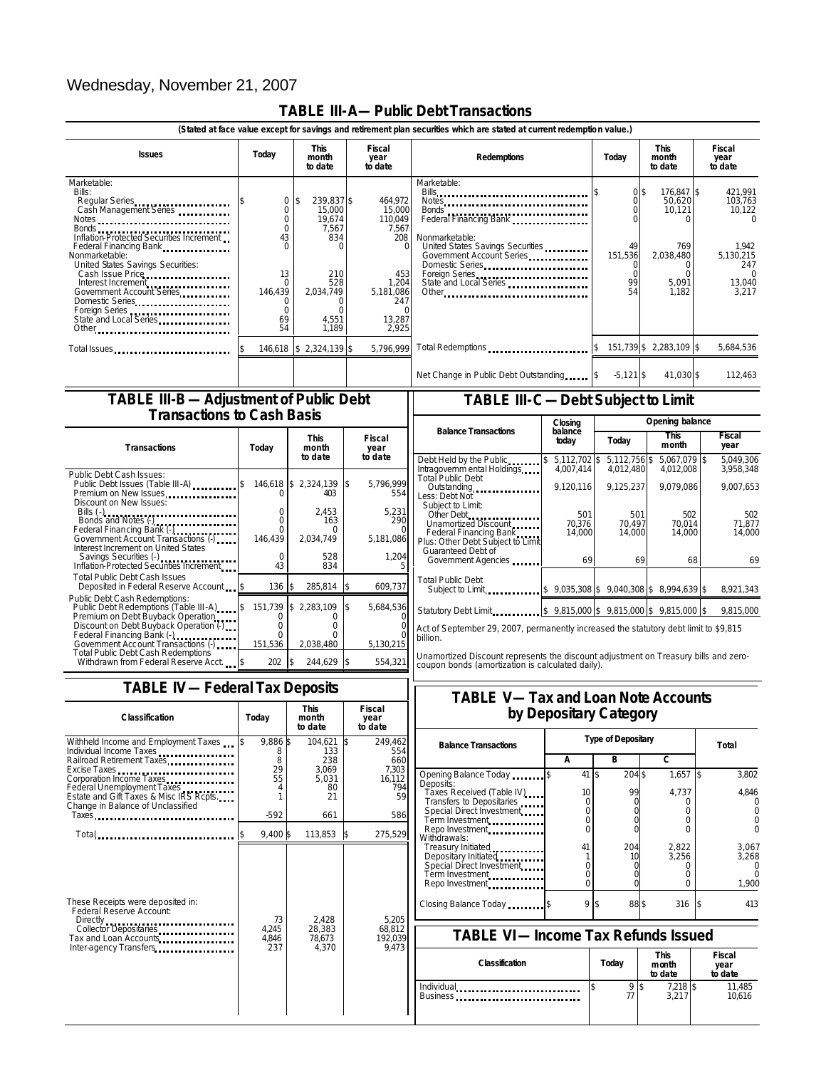Wednesday, November 21, 2007

## TABLE III-A— Public Debt Transactions

(Stated at face value except for savings and retirement plan securities which are stated at current redemption value.)

| Issues | Today | This month to date | Fiscal year to date | Redemptions | Today | This month to date | Fiscal year to date |
|---|---|---|---|---|---|---|---|
| Marketable: | | | | Marketable: | | | |
| Bills: | | | | Bills | $ 0 | $ 176,847 | $ 421,991 |
| Regular Series | $ 0 | $ 239,837 | $ 464,972 | Notes | 0 | 50,620 | 103,763 |
| Cash Management Series | 0 | 15,000 | 15,000 | Bonds | 0 | 10,121 | 10,122 |
| Notes | 0 | 19,674 | 110,049 | Federal Financing Bank | 0 | 0 | 0 |
| Bonds | 0 | 7,567 | 7,567 | | | | |
| Inflation-Protected Securities Increment | 43 | 834 | 208 | Nonmarketable: | | | |
| Federal Financing Bank | 0 | 0 | 0 | United States Savings Securities | 49 | 769 | 1,942 |
| Nonmarketable: | | | | Government Account Series | 151,536 | 2,038,480 | 5,130,215 |
| United States Savings Securities: | | | | Domestic Series | 0 | 0 | 247 |
| Cash Issue Price | 13 | 210 | 453 | Foreign Series | 0 | 0 | 0 |
| Interest Increment | 0 | 528 | 1,204 | State and Local Series | 99 | 5,091 | 13,040 |
| Government Account Series | 146,439 | 2,034,749 | 5,181,086 | Other | 54 | 1,182 | 3,217 |
| Domestic Series | 0 | 0 | 247 | | | | |
| Foreign Series | 0 | 0 | 0 | | | | |
| State and Local Series | 69 | 4,551 | 13,287 | | | | |
| Other | 54 | 1,189 | 2,925 | | | | |
| Total Issues | $ 146,618 | $ 2,324,139 | $ 5,796,999 | Total Redemptions | $ 151,739 | $ 2,283,109 | $ 5,684,536 |
| | | | | Net Change in Public Debt Outstanding | $ -5,121 | $ 41,030 | $ 112,463 |

## TABLE III-B — Adjustment of Public Debt Transactions to Cash Basis

| Transactions | Today | This month to date | Fiscal year to date |
|---|---|---|---|
| Public Debt Cash Issues: | | | |
| Public Debt Issues (Table III-A) | $ 146,618 | $ 2,324,139 | $ 5,796,999 |
| Premium on New Issues | 0 | 403 | 554 |
| Discount on New Issues: | | | |
| Bills (-) | 0 | 2,453 | 5,231 |
| Bonds and Notes (-) | 0 | 163 | 290 |
| Federal Financing Bank (-) | 0 | 0 | 0 |
| Government Account Transactions (-) | 146,439 | 2,034,749 | 5,181,086 |
| Interest Increment on United States Savings Securities (-) | 0 | 528 | 1,204 |
| Inflation-Protected Securities Increment | 43 | 834 | 5 |
| Total Public Debt Cash Issues Deposited in Federal Reserve Account | $ 136 | $ 285,814 | $ 609,737 |
| Public Debt Cash Redemptions: | | | |
| Public Debt Redemptions (Table III-A) | $ 151,739 | $ 2,283,109 | $ 5,684,536 |
| Premium on Debt Buyback Operation | 0 | 0 | 0 |
| Discount on Debt Buyback Operation (-) | 0 | 0 | 0 |
| Federal Financing Bank (-) | 0 | 0 | 0 |
| Government Account Transactions (-) | 151,536 | 2,038,480 | 5,130,215 |
| Total Public Debt Cash Redemptions Withdrawn from Federal Reserve Acct. | $ 202 | $ 244,629 | $ 554,321 |

## TABLE III-C — Debt Subject to Limit

| Balance Transactions | Closing balance today | Opening balance Today | This month | Fiscal year |
|---|---|---|---|---|
| Debt Held by the Public | $ 5,112,702 | $ 5,112,756 | $ 5,067,079 | $ 5,049,306 |
| Intragovernmental Holdings | 4,007,414 | 4,012,480 | 4,012,008 | 3,958,348 |
| Total Public Debt Outstanding | 9,120,116 | 9,125,237 | 9,079,086 | 9,007,653 |
| Less: Debt Not Subject to Limit: | | | | |
| Other Debt | 501 | 501 | 502 | 502 |
| Unamortized Discount | 70,376 | 70,497 | 70,014 | 71,877 |
| Federal Financing Bank | 14,000 | 14,000 | 14,000 | 14,000 |
| Plus: Other Debt Subject to Limit | | | | |
| Guaranteed Debt of Government Agencies | 69 | 69 | 68 | 69 |
| Total Public Debt Subject to Limit | $ 9,035,308 | $ 9,040,308 | $ 8,994,639 | $ 8,921,343 |
| Statutory Debt Limit | $ 9,815,000 | $ 9,815,000 | $ 9,815,000 | $ 9,815,000 |

Act of September 29, 2007, permanently increased the statutory debt limit to $9,815 billion.

Unamortized Discount represents the discount adjustment on Treasury bills and zero-coupon bonds (amortization is calculated daily).

## TABLE IV — Federal Tax Deposits

| Classification | Today | This month to date | Fiscal year to date |
|---|---|---|---|
| Withheld Income and Employment Taxes | $ 9,886 | $ 104,621 | $ 249,462 |
| Individual Income Taxes | 8 | 133 | 554 |
| Railroad Retirement Taxes | 8 | 238 | 660 |
| Excise Taxes | 29 | 3,069 | 7,303 |
| Corporation Income Taxes | 55 | 5,031 | 16,112 |
| Federal Unemployment Taxes | 4 | 80 | 794 |
| Estate and Gift Taxes & Misc IRS Rcpts. | 1 | 21 | 59 |
| Change in Balance of Unclassified Taxes | -592 | 661 | 586 |
| Total | $ 9,400 | $ 113,853 | $ 275,529 |
| These Receipts were deposited in: | | | |
| Federal Reserve Account: | | | |
| Directly | 73 | 2,428 | 5,205 |
| Collector Depositaries | 4,245 | 28,383 | 68,812 |
| Tax and Loan Accounts | 4,846 | 78,673 | 192,039 |
| Inter-agency Transfers | 237 | 4,370 | 9,473 |

## TABLE V— Tax and Loan Note Accounts by Depositary Category

| Balance Transactions | Type of Depositary A | B | C | Total |
|---|---|---|---|---|
| Opening Balance Today | $ 41 | $ 204 | $ 1,657 | $ 3,802 |
| Deposits: | | | | |
| Taxes Received (Table IV) | 10 | 99 | 4,737 | 4,846 |
| Transfers to Depositaries | 0 | 0 | 0 | 0 |
| Special Direct Investment | 0 | 0 | 0 | 0 |
| Term Investment | 0 | 0 | 0 | 0 |
| Repo Investment | 0 | 0 | 0 | 0 |
| Withdrawals: | | | | |
| Treasury Initiated | 41 | 204 | 2,822 | 3,067 |
| Depositary Initiated | 1 | 10 | 3,256 | 3,268 |
| Special Direct Investment | 0 | 0 | 0 | 0 |
| Term Investment | 0 | 0 | 0 | 0 |
| Repo Investment | 0 | 0 | 0 | 1,900 |
| Closing Balance Today | $ 9 | $ 88 | $ 316 | $ 413 |

## TABLE VI— Income Tax Refunds Issued

| Classification | Today | This month to date | Fiscal year to date |
|---|---|---|---|
| Individual | $ 9 | $ 7,218 | $ 11,485 |
| Business | 77 | 3,217 | 10,616 |